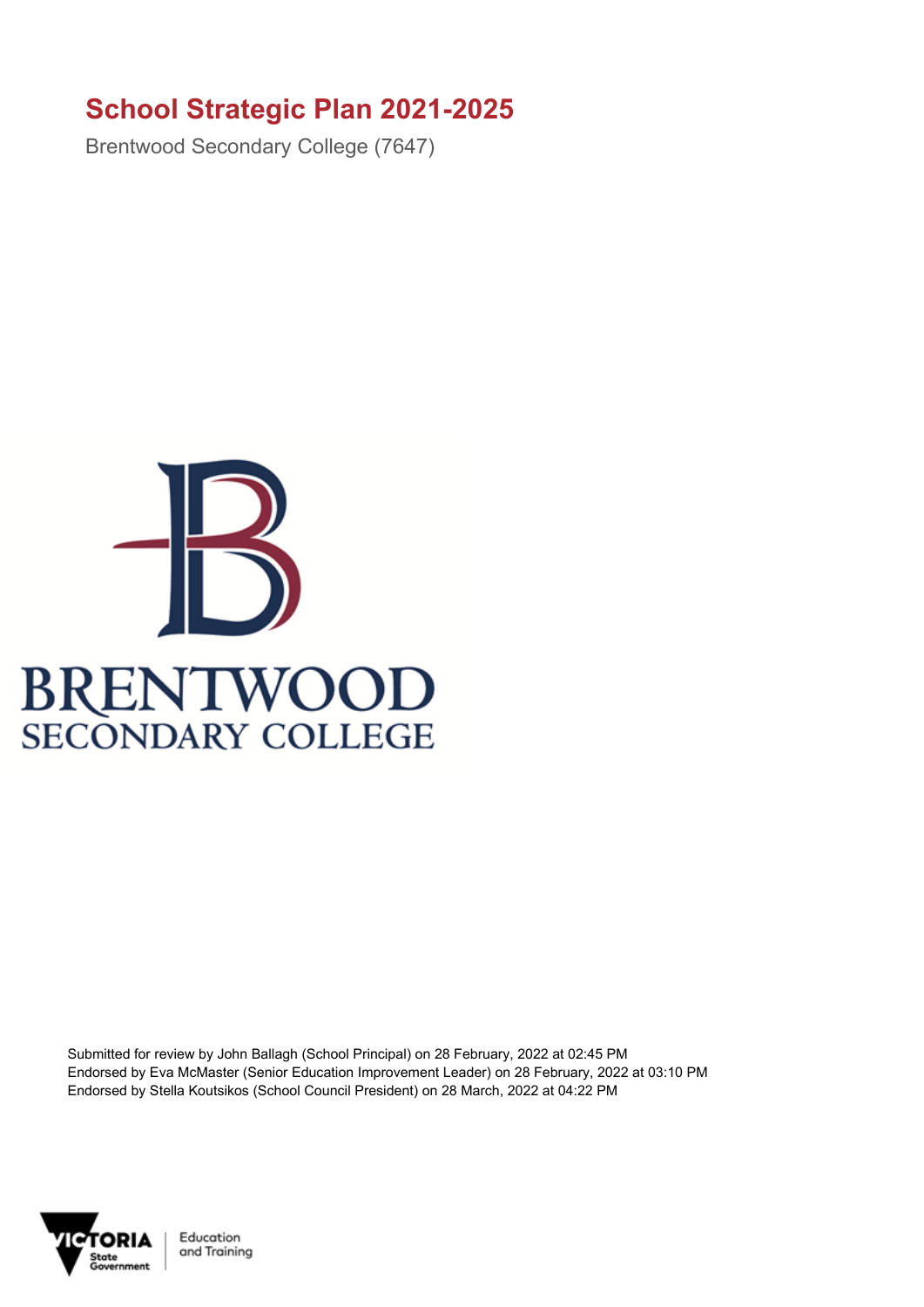# School Strategic Plan 2021-2025

Brentwood Secondary College (7647)

Submitted for review by John Ballagh (School Principal) on 28 February, 2022 at 02:45 PM
Endorsed by Eva McMaster (Senior Education Improvement Leader) on 28 February, 2022 at 03:10 PM
Endorsed by Stella Koutsikos (School Council President) on 28 March, 2022 at 04:22 PM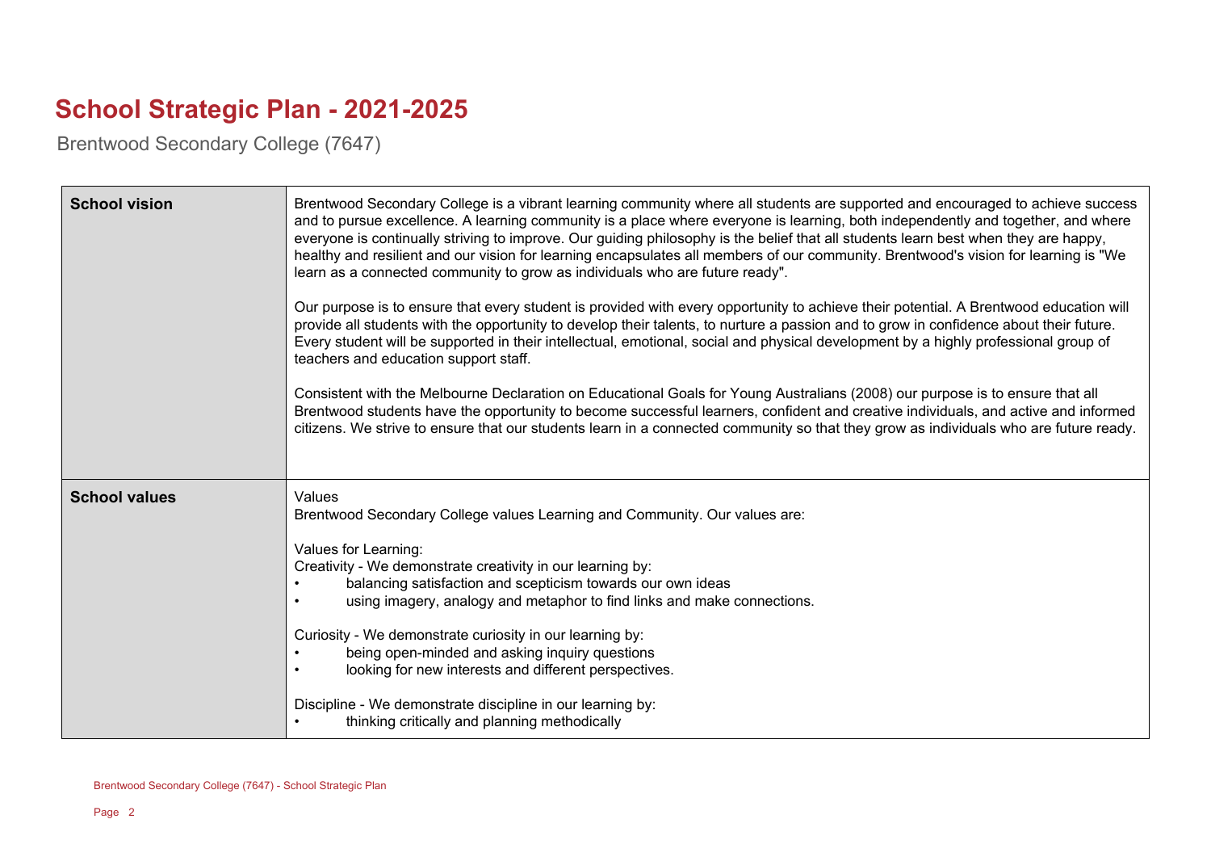# School Strategic Plan - 2021-2025

Brentwood Secondary College (7647)

| | |
|---|---|
| **School vision** | Brentwood Secondary College is a vibrant learning community where all students are supported and encouraged to achieve success and to pursue excellence. A learning community is a place where everyone is learning, both independently and together, and where everyone is continually striving to improve. Our guiding philosophy is the belief that all students learn best when they are happy, healthy and resilient and our vision for learning encapsulates all members of our community. Brentwood's vision for learning is "We learn as a connected community to grow as individuals who are future ready".<br><br>Our purpose is to ensure that every student is provided with every opportunity to achieve their potential. A Brentwood education will provide all students with the opportunity to develop their talents, to nurture a passion and to grow in confidence about their future. Every student will be supported in their intellectual, emotional, social and physical development by a highly professional group of teachers and education support staff.<br><br>Consistent with the Melbourne Declaration on Educational Goals for Young Australians (2008) our purpose is to ensure that all Brentwood students have the opportunity to become successful learners, confident and creative individuals, and active and informed citizens. We strive to ensure that our students learn in a connected community so that they grow as individuals who are future ready. |
| **School values** | Values<br>Brentwood Secondary College values Learning and Community. Our values are:<br><br>Values for Learning:<br>Creativity - We demonstrate creativity in our learning by:<br>• balancing satisfaction and scepticism towards our own ideas<br>• using imagery, analogy and metaphor to find links and make connections.<br><br>Curiosity - We demonstrate curiosity in our learning by:<br>• being open-minded and asking inquiry questions<br>• looking for new interests and different perspectives.<br><br>Discipline - We demonstrate discipline in our learning by:<br>• thinking critically and planning methodically |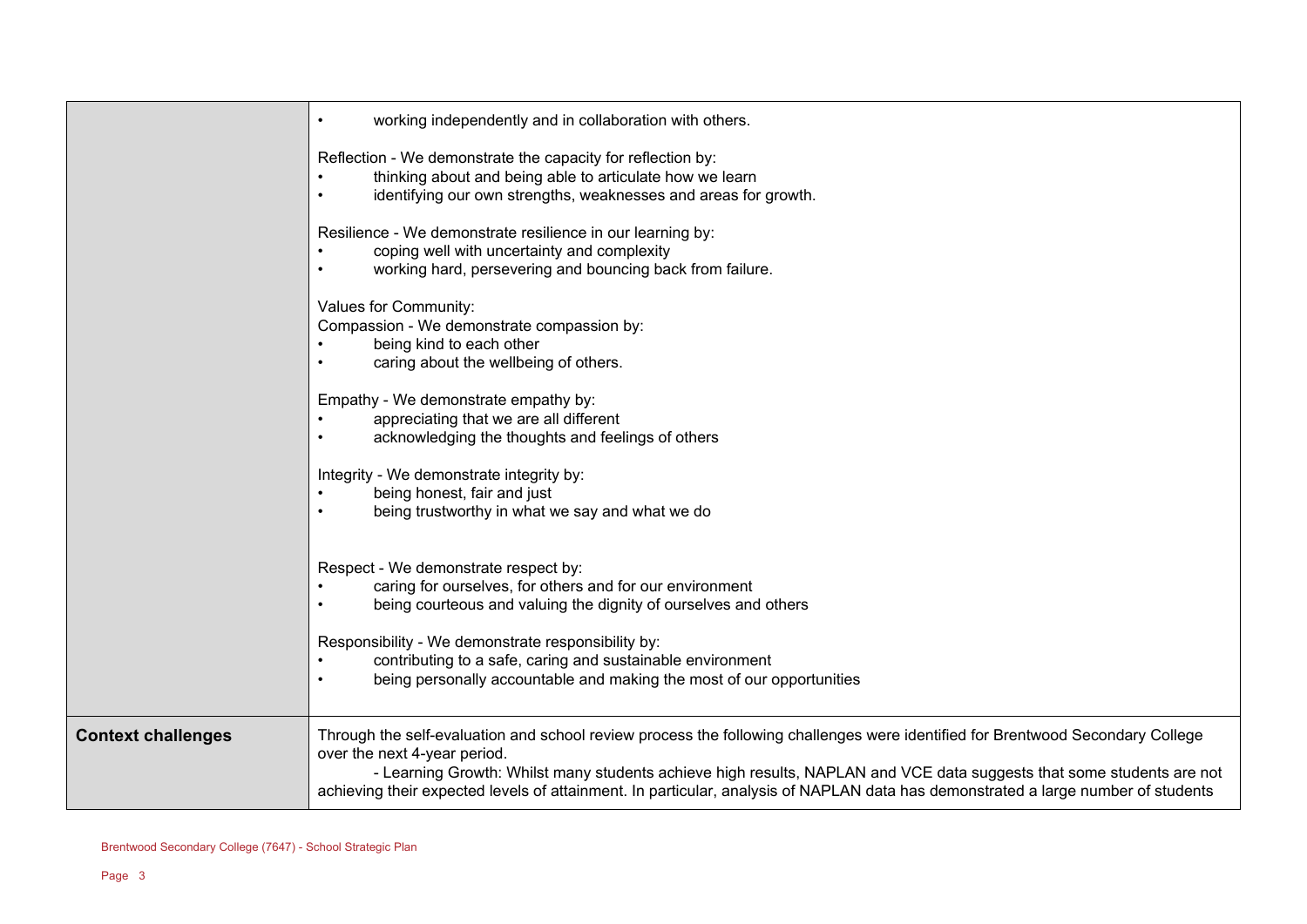| | |
|---|---|
| | • working independently and in collaboration with others.<br><br>Reflection - We demonstrate the capacity for reflection by:<br>• thinking about and being able to articulate how we learn<br>• identifying our own strengths, weaknesses and areas for growth.<br><br>Resilience - We demonstrate resilience in our learning by:<br>• coping well with uncertainty and complexity<br>• working hard, persevering and bouncing back from failure.<br><br>Values for Community:<br>Compassion - We demonstrate compassion by:<br>• being kind to each other<br>• caring about the wellbeing of others.<br><br>Empathy - We demonstrate empathy by:<br>• appreciating that we are all different<br>• acknowledging the thoughts and feelings of others<br><br>Integrity - We demonstrate integrity by:<br>• being honest, fair and just<br>• being trustworthy in what we say and what we do<br><br>Respect - We demonstrate respect by:<br>• caring for ourselves, for others and for our environment<br>• being courteous and valuing the dignity of ourselves and others<br><br>Responsibility - We demonstrate responsibility by:<br>• contributing to a safe, caring and sustainable environment<br>• being personally accountable and making the most of our opportunities |
| **Context challenges** | Through the self-evaluation and school review process the following challenges were identified for Brentwood Secondary College over the next 4-year period.<br>- Learning Growth: Whilst many students achieve high results, NAPLAN and VCE data suggests that some students are not achieving their expected levels of attainment. In particular, analysis of NAPLAN data has demonstrated a large number of students |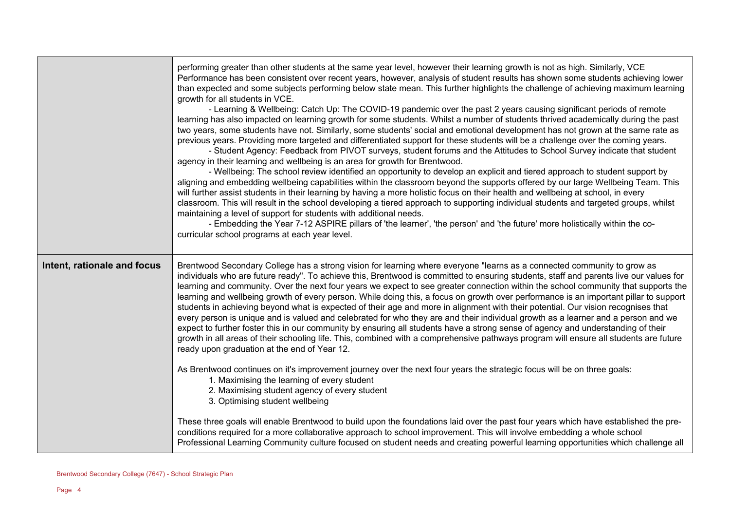| | |
|---|---|
| | performing greater than other students at the same year level, however their learning growth is not as high. Similarly, VCE Performance has been consistent over recent years, however, analysis of student results has shown some students achieving lower than expected and some subjects performing below state mean. This further highlights the challenge of achieving maximum learning growth for all students in VCE.<br>- Learning & Wellbeing: Catch Up: The COVID-19 pandemic over the past 2 years causing significant periods of remote learning has also impacted on learning growth for some students. Whilst a number of students thrived academically during the past two years, some students have not. Similarly, some students' social and emotional development has not grown at the same rate as previous years. Providing more targeted and differentiated support for these students will be a challenge over the coming years.<br>- Student Agency: Feedback from PIVOT surveys, student forums and the Attitudes to School Survey indicate that student agency in their learning and wellbeing is an area for growth for Brentwood.<br>- Wellbeing: The school review identified an opportunity to develop an explicit and tiered approach to student support by aligning and embedding wellbeing capabilities within the classroom beyond the supports offered by our large Wellbeing Team. This will further assist students in their learning by having a more holistic focus on their health and wellbeing at school, in every classroom. This will result in the school developing a tiered approach to supporting individual students and targeted groups, whilst maintaining a level of support for students with additional needs.<br>- Embedding the Year 7-12 ASPIRE pillars of 'the learner', 'the person' and 'the future' more holistically within the co-curricular school programs at each year level. |
| **Intent, rationale and focus** | Brentwood Secondary College has a strong vision for learning where everyone "learns as a connected community to grow as individuals who are future ready". To achieve this, Brentwood is committed to ensuring students, staff and parents live our values for learning and community. Over the next four years we expect to see greater connection within the school community that supports the learning and wellbeing growth of every person. While doing this, a focus on growth over performance is an important pillar to support students in achieving beyond what is expected of their age and more in alignment with their potential. Our vision recognises that every person is unique and is valued and celebrated for who they are and their individual growth as a learner and a person and we expect to further foster this in our community by ensuring all students have a strong sense of agency and understanding of their growth in all areas of their schooling life. This, combined with a comprehensive pathways program will ensure all students are future ready upon graduation at the end of Year 12.<br><br>As Brentwood continues on it's improvement journey over the next four years the strategic focus will be on three goals:<br>1. Maximising the learning of every student<br>2. Maximising student agency of every student<br>3. Optimising student wellbeing<br><br>These three goals will enable Brentwood to build upon the foundations laid over the past four years which have established the pre-conditions required for a more collaborative approach to school improvement. This will involve embedding a whole school Professional Learning Community culture focused on student needs and creating powerful learning opportunities which challenge all |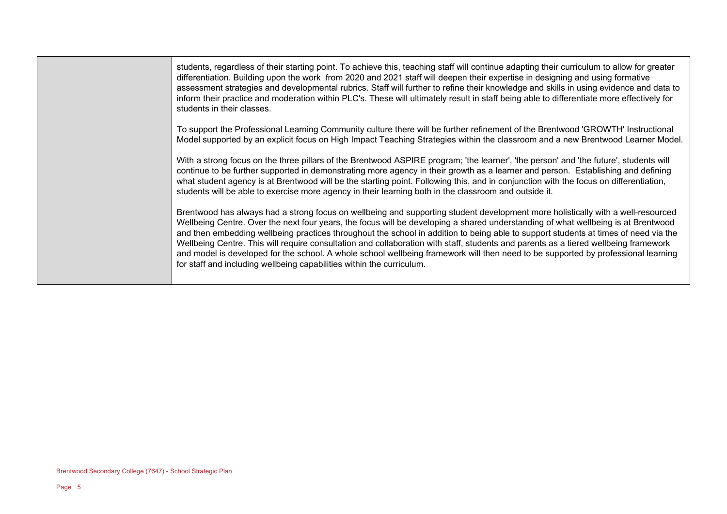| | |
|---|---|
| | students, regardless of their starting point. To achieve this, teaching staff will continue adapting their curriculum to allow for greater differentiation. Building upon the work from 2020 and 2021 staff will deepen their expertise in designing and using formative assessment strategies and developmental rubrics. Staff will further to refine their knowledge and skills in using evidence and data to inform their practice and moderation within PLC's. These will ultimately result in staff being able to differentiate more effectively for students in their classes.<br><br>To support the Professional Learning Community culture there will be further refinement of the Brentwood 'GROWTH' Instructional Model supported by an explicit focus on High Impact Teaching Strategies within the classroom and a new Brentwood Learner Model.<br><br>With a strong focus on the three pillars of the Brentwood ASPIRE program; 'the learner', 'the person' and 'the future', students will continue to be further supported in demonstrating more agency in their growth as a learner and person. Establishing and defining what student agency is at Brentwood will be the starting point. Following this, and in conjunction with the focus on differentiation, students will be able to exercise more agency in their learning both in the classroom and outside it.<br><br>Brentwood has always had a strong focus on wellbeing and supporting student development more holistically with a well-resourced Wellbeing Centre. Over the next four years, the focus will be developing a shared understanding of what wellbeing is at Brentwood and then embedding wellbeing practices throughout the school in addition to being able to support students at times of need via the Wellbeing Centre. This will require consultation and collaboration with staff, students and parents as a tiered wellbeing framework and model is developed for the school. A whole school wellbeing framework will then need to be supported by professional learning for staff and including wellbeing capabilities within the curriculum. |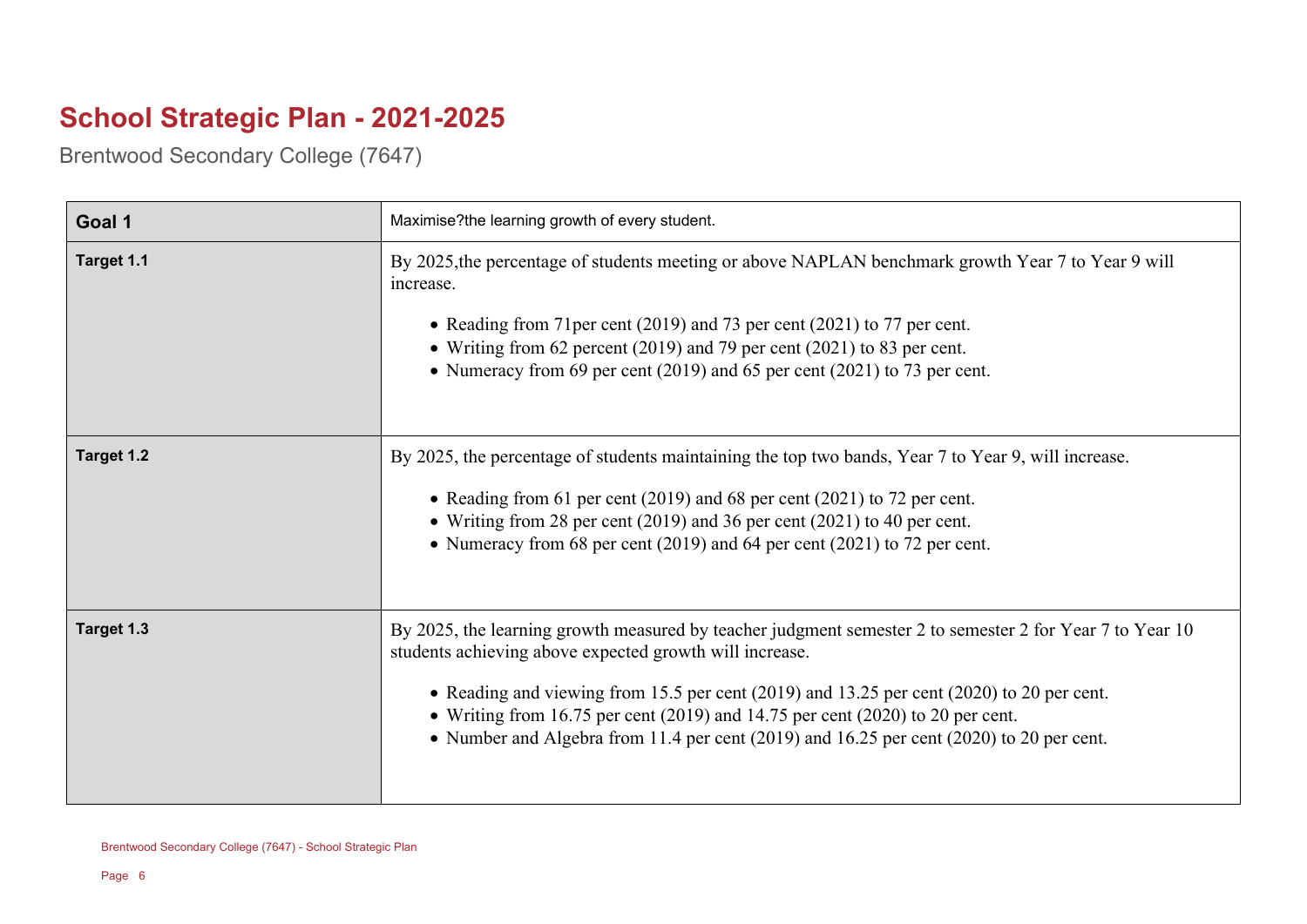# School Strategic Plan - 2021-2025

Brentwood Secondary College (7647)

| Goal 1 | Maximise?the learning growth of every student. |
| --- | --- |
| Target 1.1 | By 2025,the percentage of students meeting or above NAPLAN benchmark growth Year 7 to Year 9 will increase.<br><br>• Reading from 71per cent (2019) and 73 per cent (2021) to 77 per cent.<br>• Writing from 62 percent (2019) and 79 per cent (2021) to 83 per cent.<br>• Numeracy from 69 per cent (2019) and 65 per cent (2021) to 73 per cent. |
| Target 1.2 | By 2025, the percentage of students maintaining the top two bands, Year 7 to Year 9, will increase.<br><br>• Reading from 61 per cent (2019) and 68 per cent (2021) to 72 per cent.<br>• Writing from 28 per cent (2019) and 36 per cent (2021) to 40 per cent.<br>• Numeracy from 68 per cent (2019) and 64 per cent (2021) to 72 per cent. |
| Target 1.3 | By 2025, the learning growth measured by teacher judgment semester 2 to semester 2 for Year 7 to Year 10 students achieving above expected growth will increase.<br><br>• Reading and viewing from 15.5 per cent (2019) and 13.25 per cent (2020) to 20 per cent.<br>• Writing from 16.75 per cent (2019) and 14.75 per cent (2020) to 20 per cent.<br>• Number and Algebra from 11.4 per cent (2019) and 16.25 per cent (2020) to 20 per cent. |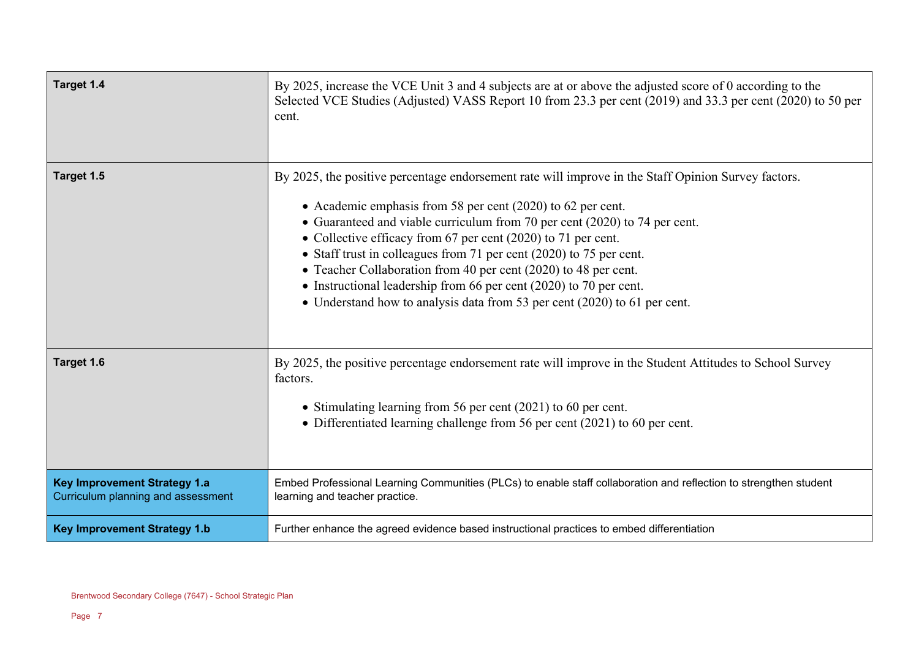| | |
|---|---|
| **Target 1.4** | By 2025, increase the VCE Unit 3 and 4 subjects are at or above the adjusted score of 0 according to the Selected VCE Studies (Adjusted) VASS Report 10 from 23.3 per cent (2019) and 33.3 per cent (2020) to 50 per cent. |
| **Target 1.5** | By 2025, the positive percentage endorsement rate will improve in the Staff Opinion Survey factors.<br><br>• Academic emphasis from 58 per cent (2020) to 62 per cent.<br>• Guaranteed and viable curriculum from 70 per cent (2020) to 74 per cent.<br>• Collective efficacy from 67 per cent (2020) to 71 per cent.<br>• Staff trust in colleagues from 71 per cent (2020) to 75 per cent.<br>• Teacher Collaboration from 40 per cent (2020) to 48 per cent.<br>• Instructional leadership from 66 per cent (2020) to 70 per cent.<br>• Understand how to analysis data from 53 per cent (2020) to 61 per cent. |
| **Target 1.6** | By 2025, the positive percentage endorsement rate will improve in the Student Attitudes to School Survey factors.<br><br>• Stimulating learning from 56 per cent (2021) to 60 per cent.<br>• Differentiated learning challenge from 56 per cent (2021) to 60 per cent. |
| **Key Improvement Strategy 1.a**<br>Curriculum planning and assessment | Embed Professional Learning Communities (PLCs) to enable staff collaboration and reflection to strengthen student learning and teacher practice. |
| **Key Improvement Strategy 1.b** | Further enhance the agreed evidence based instructional practices to embed differentiation |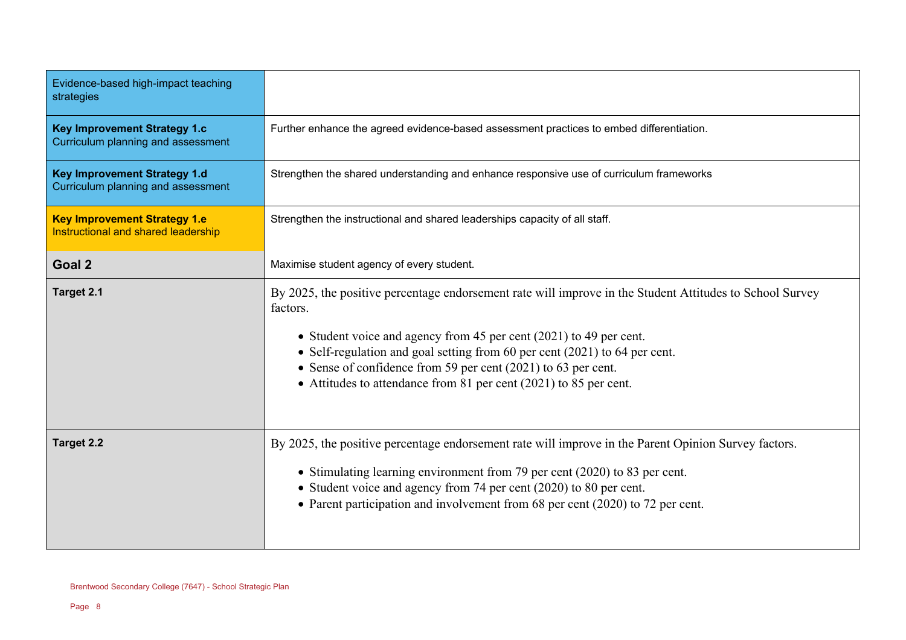| | |
|---|---|
| Evidence-based high-impact teaching strategies | |
| **Key Improvement Strategy 1.c** Curriculum planning and assessment | Further enhance the agreed evidence-based assessment practices to embed differentiation. |
| **Key Improvement Strategy 1.d** Curriculum planning and assessment | Strengthen the shared understanding and enhance responsive use of curriculum frameworks |
| **Key Improvement Strategy 1.e** Instructional and shared leadership | Strengthen the instructional and shared leaderships capacity of all staff. |
| **Goal 2** | Maximise student agency of every student. |
| **Target 2.1** | By 2025, the positive percentage endorsement rate will improve in the Student Attitudes to School Survey factors.<br><br>• Student voice and agency from 45 per cent (2021) to 49 per cent.<br>• Self-regulation and goal setting from 60 per cent (2021) to 64 per cent.<br>• Sense of confidence from 59 per cent (2021) to 63 per cent.<br>• Attitudes to attendance from 81 per cent (2021) to 85 per cent. |
| **Target 2.2** | By 2025, the positive percentage endorsement rate will improve in the Parent Opinion Survey factors.<br><br>• Stimulating learning environment from 79 per cent (2020) to 83 per cent.<br>• Student voice and agency from 74 per cent (2020) to 80 per cent.<br>• Parent participation and involvement from 68 per cent (2020) to 72 per cent. |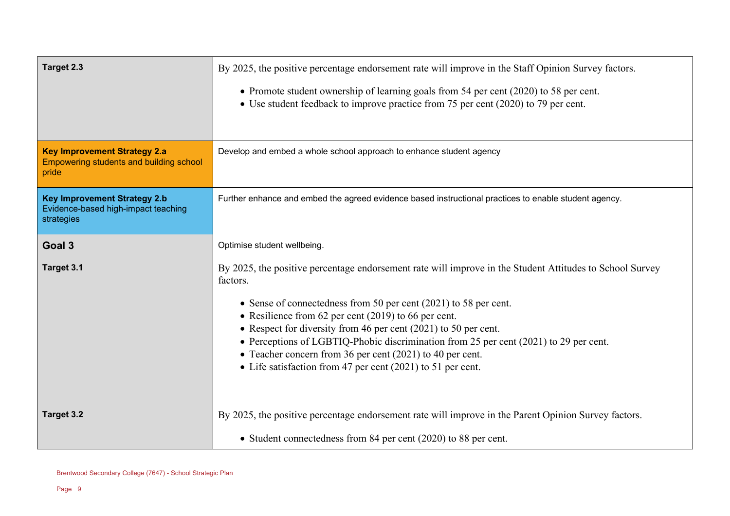| | |
|---|---|
| **Target 2.3** | By 2025, the positive percentage endorsement rate will improve in the Staff Opinion Survey factors.<br><br>• Promote student ownership of learning goals from 54 per cent (2020) to 58 per cent.<br>• Use student feedback to improve practice from 75 per cent (2020) to 79 per cent. |
| **Key Improvement Strategy 2.a**<br>Empowering students and building school pride | Develop and embed a whole school approach to enhance student agency |
| **Key Improvement Strategy 2.b**<br>Evidence-based high-impact teaching strategies | Further enhance and embed the agreed evidence based instructional practices to enable student agency. |
| **Goal 3** | Optimise student wellbeing. |
| **Target 3.1** | By 2025, the positive percentage endorsement rate will improve in the Student Attitudes to School Survey factors.<br><br>• Sense of connectedness from 50 per cent (2021) to 58 per cent.<br>• Resilience from 62 per cent (2019) to 66 per cent.<br>• Respect for diversity from 46 per cent (2021) to 50 per cent.<br>• Perceptions of LGBTIQ-Phobic discrimination from 25 per cent (2021) to 29 per cent.<br>• Teacher concern from 36 per cent (2021) to 40 per cent.<br>• Life satisfaction from 47 per cent (2021) to 51 per cent. |
| **Target 3.2** | By 2025, the positive percentage endorsement rate will improve in the Parent Opinion Survey factors.<br><br>• Student connectedness from 84 per cent (2020) to 88 per cent. |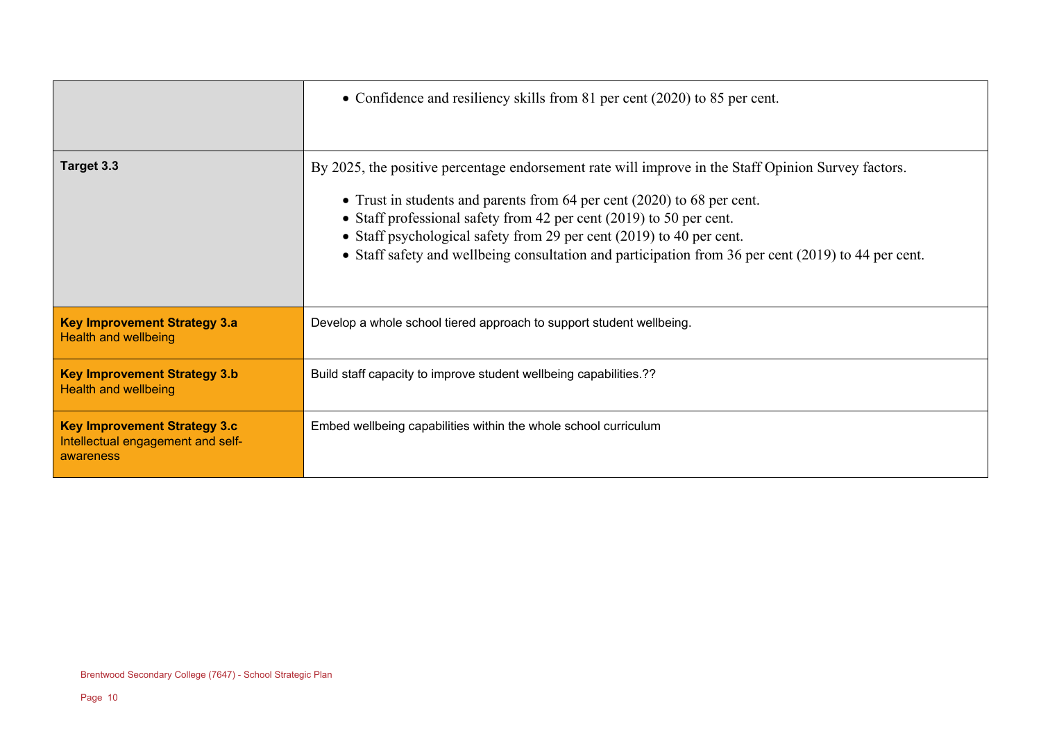| | |
|---|---|
| | • Confidence and resiliency skills from 81 per cent (2020) to 85 per cent. |
| **Target 3.3** | By 2025, the positive percentage endorsement rate will improve in the Staff Opinion Survey factors.<br><br>• Trust in students and parents from 64 per cent (2020) to 68 per cent.<br>• Staff professional safety from 42 per cent (2019) to 50 per cent.<br>• Staff psychological safety from 29 per cent (2019) to 40 per cent.<br>• Staff safety and wellbeing consultation and participation from 36 per cent (2019) to 44 per cent. |
| **Key Improvement Strategy 3.a**<br>Health and wellbeing | Develop a whole school tiered approach to support student wellbeing. |
| **Key Improvement Strategy 3.b**<br>Health and wellbeing | Build staff capacity to improve student wellbeing capabilities.?? |
| **Key Improvement Strategy 3.c**<br>Intellectual engagement and self-awareness | Embed wellbeing capabilities within the whole school curriculum |